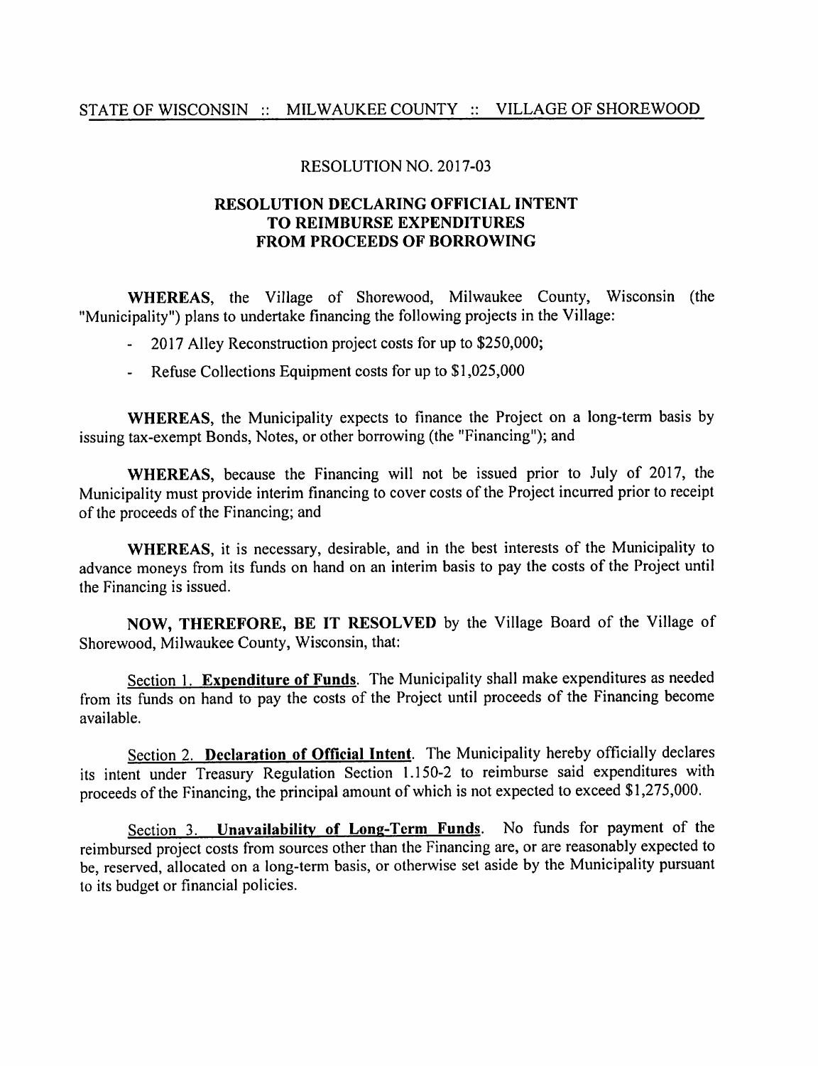STATE OF WISCONSIN :: MILWAUKEE COUNTY :: VILLAGE OF SHOREWOOD

RESOLUTION NO. 2017-03

# RESOLUTION DECLARING OFFICIAL INTENT TO REIMBURSE EXPENDITURES FROM PROCEEDS OF BORROWING

**WHEREAS**, the Village of Shorewood, Milwaukee County, Wisconsin (the "Municipality") plans to undertake financing the following projects in the Village:

- 2017 Alley Reconstruction project costs for up to $250,000;
- Refuse Collections Equipment costs for up to $1,025,000

**WHEREAS**, the Municipality expects to finance the Project on a long-term basis by issuing tax-exempt Bonds, Notes, or other borrowing (the "Financing"); and

**WHEREAS**, because the Financing will not be issued prior to July of 2017, the Municipality must provide interim financing to cover costs of the Project incurred prior to receipt of the proceeds of the Financing; and

**WHEREAS**, it is necessary, desirable, and in the best interests of the Municipality to advance moneys from its funds on hand on an interim basis to pay the costs of the Project until the Financing is issued.

**NOW, THEREFORE, BE IT RESOLVED** by the Village Board of the Village of Shorewood, Milwaukee County, Wisconsin, that:

Section 1. **Expenditure of Funds**. The Municipality shall make expenditures as needed from its funds on hand to pay the costs of the Project until proceeds of the Financing become available.

Section 2. **Declaration of Official Intent**. The Municipality hereby officially declares its intent under Treasury Regulation Section 1.150-2 to reimburse said expenditures with proceeds of the Financing, the principal amount of which is not expected to exceed $1,275,000.

Section 3. **Unavailability of Long-Term Funds**. No funds for payment of the reimbursed project costs from sources other than the Financing are, or are reasonably expected to be, reserved, allocated on a long-term basis, or otherwise set aside by the Municipality pursuant to its budget or financial policies.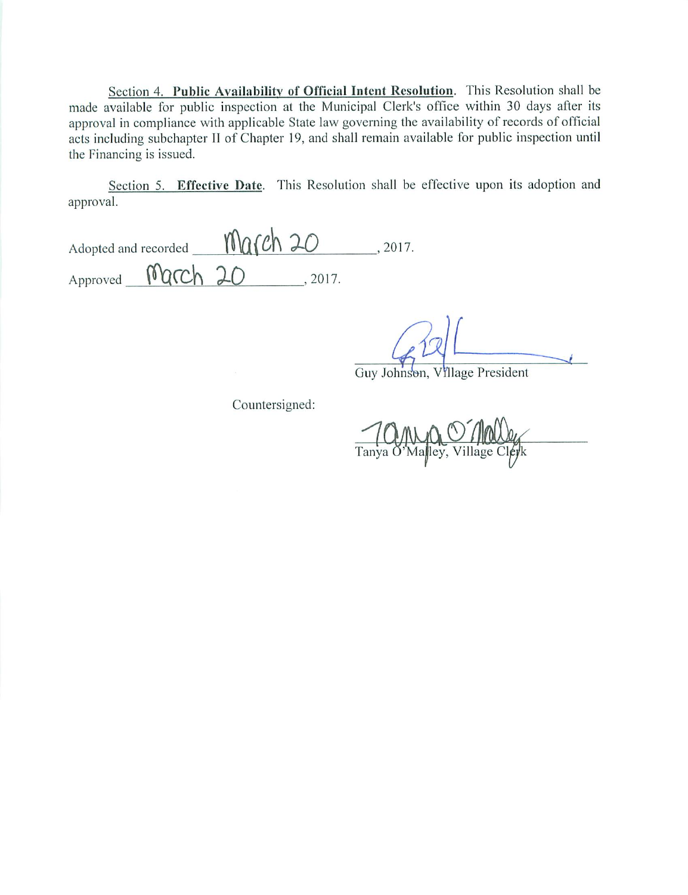Section 4. **Public Availability of Official Intent Resolution**. This Resolution shall be made available for public inspection at the Municipal Clerk's office within 30 days after its approval in compliance with applicable State law governing the availability of records of official acts including subchapter II of Chapter 19, and shall remain available for public inspection until the Financing is issued.

Section 5. **Effective Date**. This Resolution shall be effective upon its adoption and approval.

Adopted and recorded March 20, 2017.

Approved March 20, 2017.

Guy Johnson, Village President

Countersigned:

Tanya O'Malley, Village Clerk